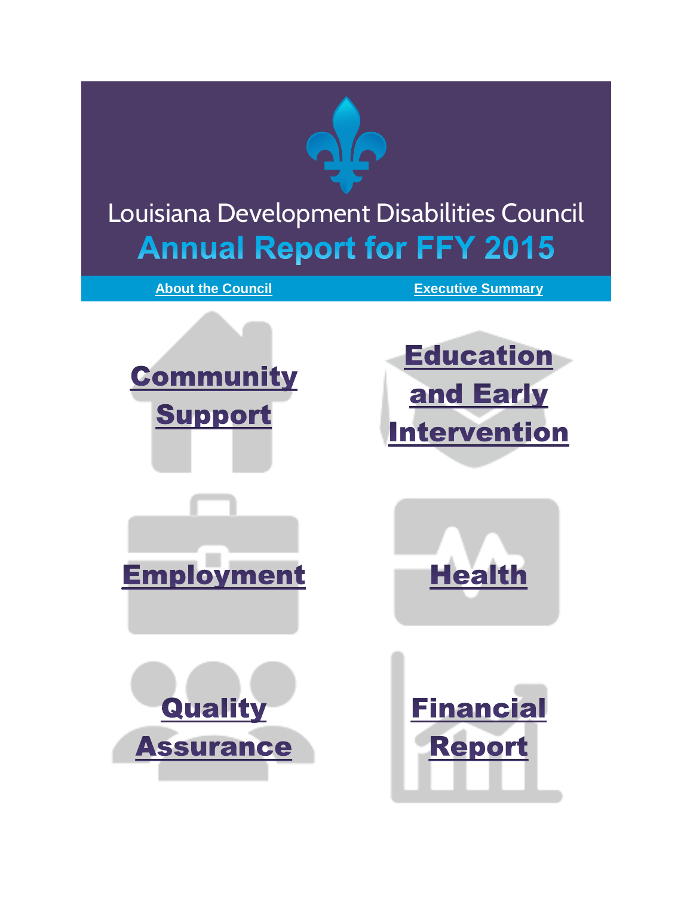# Louisiana Development Disabilities Council

## Annual Report for FFY 2015

About the Council

Executive Summary

Community Support

Education and Early Intervention

Employment

Health

Quality Assurance

Financial Report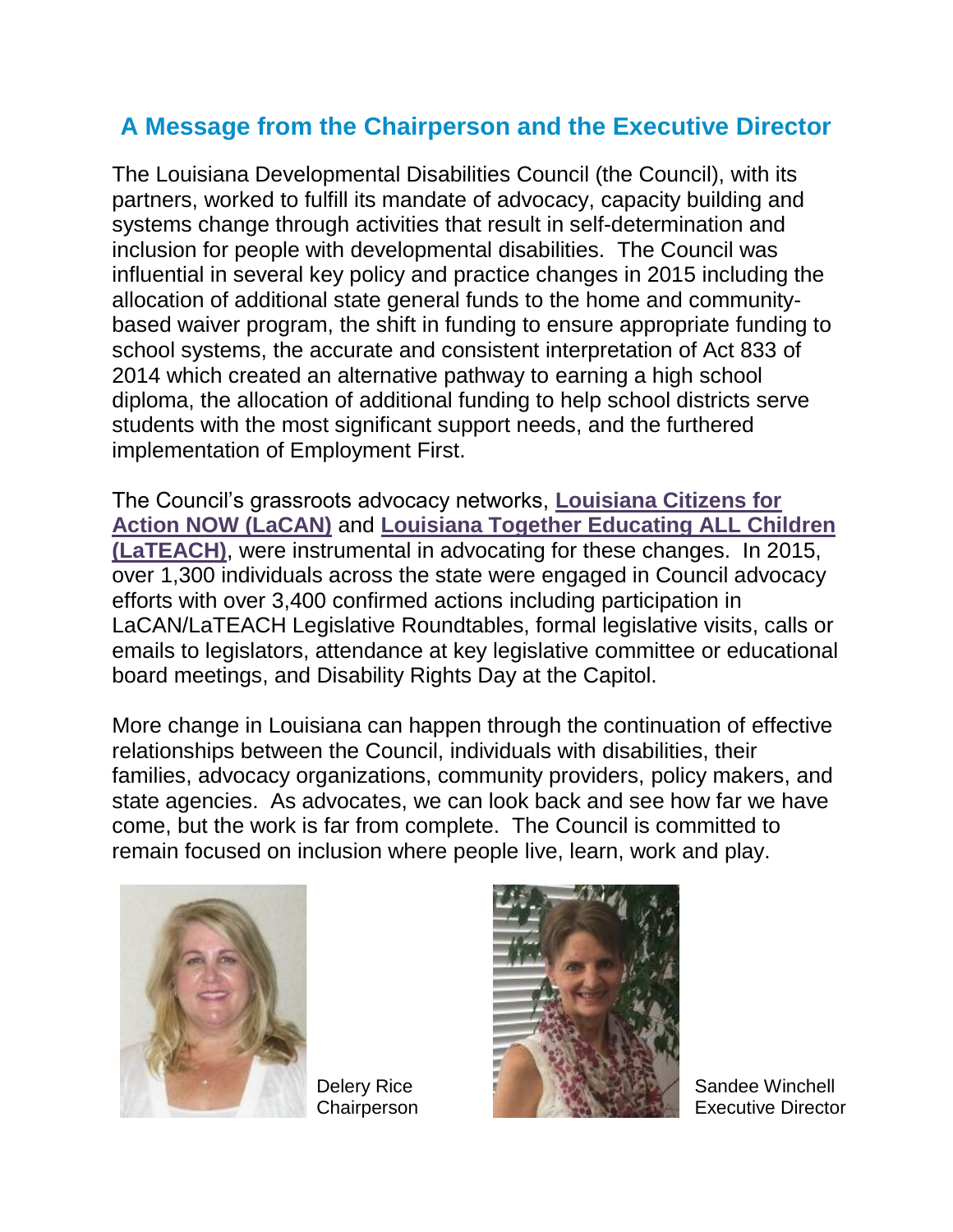## A Message from the Chairperson and the Executive Director

The Louisiana Developmental Disabilities Council (the Council), with its partners, worked to fulfill its mandate of advocacy, capacity building and systems change through activities that result in self-determination and inclusion for people with developmental disabilities. The Council was influential in several key policy and practice changes in 2015 including the allocation of additional state general funds to the home and community-based waiver program, the shift in funding to ensure appropriate funding to school systems, the accurate and consistent interpretation of Act 833 of 2014 which created an alternative pathway to earning a high school diploma, the allocation of additional funding to help school districts serve students with the most significant support needs, and the furthered implementation of Employment First.

The Council's grassroots advocacy networks, **Louisiana Citizens for Action NOW (LaCAN)** and **Louisiana Together Educating ALL Children (LaTEACH)**, were instrumental in advocating for these changes. In 2015, over 1,300 individuals across the state were engaged in Council advocacy efforts with over 3,400 confirmed actions including participation in LaCAN/LaTEACH Legislative Roundtables, formal legislative visits, calls or emails to legislators, attendance at key legislative committee or educational board meetings, and Disability Rights Day at the Capitol.

More change in Louisiana can happen through the continuation of effective relationships between the Council, individuals with disabilities, their families, advocacy organizations, community providers, policy makers, and state agencies. As advocates, we can look back and see how far we have come, but the work is far from complete. The Council is committed to remain focused on inclusion where people live, learn, work and play.

Delery Rice
Chairperson

Sandee Winchell
Executive Director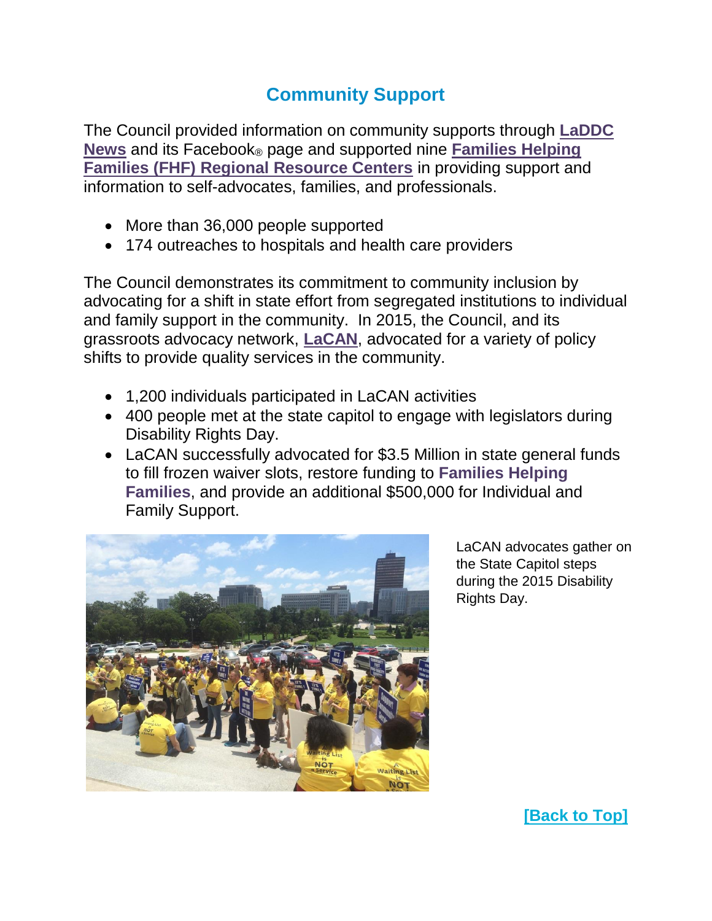## Community Support

The Council provided information on community supports through **LaDDC News** and its Facebook® page and supported nine **Families Helping Families (FHF) Regional Resource Centers** in providing support and information to self-advocates, families, and professionals.

- More than 36,000 people supported
- 174 outreaches to hospitals and health care providers

The Council demonstrates its commitment to community inclusion by advocating for a shift in state effort from segregated institutions to individual and family support in the community. In 2015, the Council, and its grassroots advocacy network, **LaCAN**, advocated for a variety of policy shifts to provide quality services in the community.

- 1,200 individuals participated in LaCAN activities
- 400 people met at the state capitol to engage with legislators during Disability Rights Day.
- LaCAN successfully advocated for $3.5 Million in state general funds to fill frozen waiver slots, restore funding to **Families Helping Families**, and provide an additional $500,000 for Individual and Family Support.

LaCAN advocates gather on the State Capitol steps during the 2015 Disability Rights Day.

**[Back to Top]**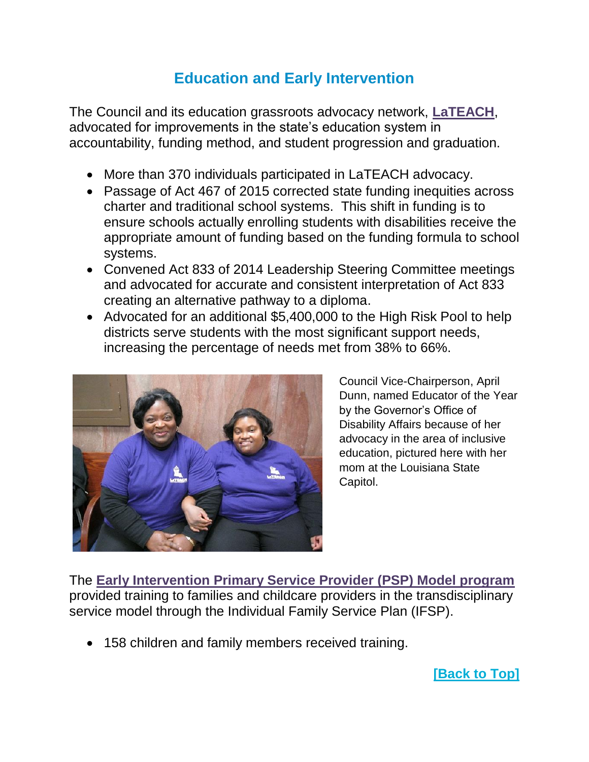## Education and Early Intervention

The Council and its education grassroots advocacy network, **LaTEACH**, advocated for improvements in the state's education system in accountability, funding method, and student progression and graduation.

- More than 370 individuals participated in LaTEACH advocacy.
- Passage of Act 467 of 2015 corrected state funding inequities across charter and traditional school systems. This shift in funding is to ensure schools actually enrolling students with disabilities receive the appropriate amount of funding based on the funding formula to school systems.
- Convened Act 833 of 2014 Leadership Steering Committee meetings and advocated for accurate and consistent interpretation of Act 833 creating an alternative pathway to a diploma.
- Advocated for an additional $5,400,000 to the High Risk Pool to help districts serve students with the most significant support needs, increasing the percentage of needs met from 38% to 66%.

Council Vice-Chairperson, April Dunn, named Educator of the Year by the Governor's Office of Disability Affairs because of her advocacy in the area of inclusive education, pictured here with her mom at the Louisiana State Capitol.

The **Early Intervention Primary Service Provider (PSP) Model program** provided training to families and childcare providers in the transdisciplinary service model through the Individual Family Service Plan (IFSP).

- 158 children and family members received training.

**[Back to Top]**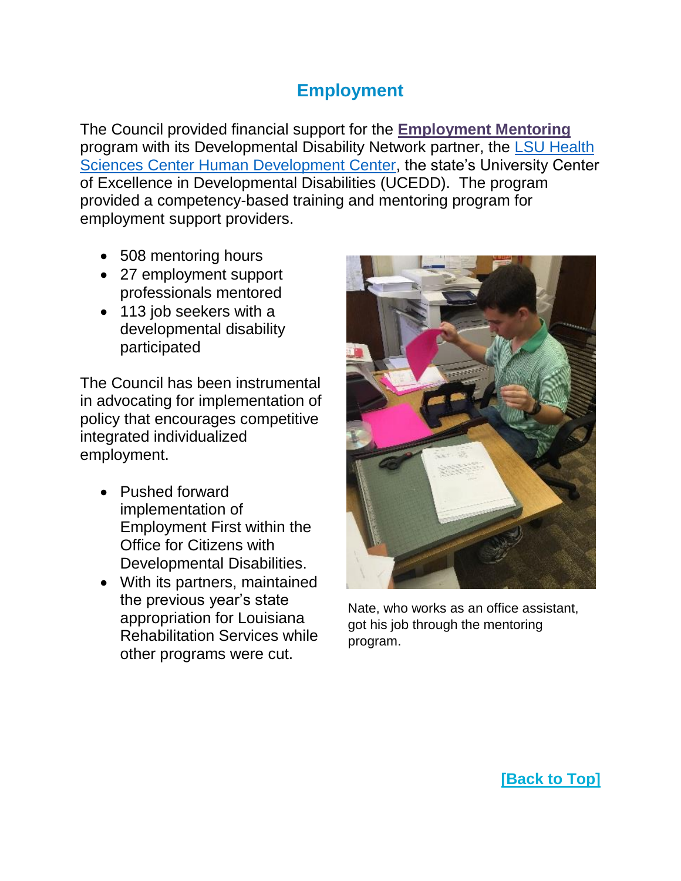## Employment

The Council provided financial support for the **Employment Mentoring** program with its Developmental Disability Network partner, the LSU Health Sciences Center Human Development Center, the state's University Center of Excellence in Developmental Disabilities (UCEDD). The program provided a competency-based training and mentoring program for employment support providers.

- 508 mentoring hours
- 27 employment support professionals mentored
- 113 job seekers with a developmental disability participated

The Council has been instrumental in advocating for implementation of policy that encourages competitive integrated individualized employment.

- Pushed forward implementation of Employment First within the Office for Citizens with Developmental Disabilities.
- With its partners, maintained the previous year's state appropriation for Louisiana Rehabilitation Services while other programs were cut.

Nate, who works as an office assistant, got his job through the mentoring program.

**[Back to Top]**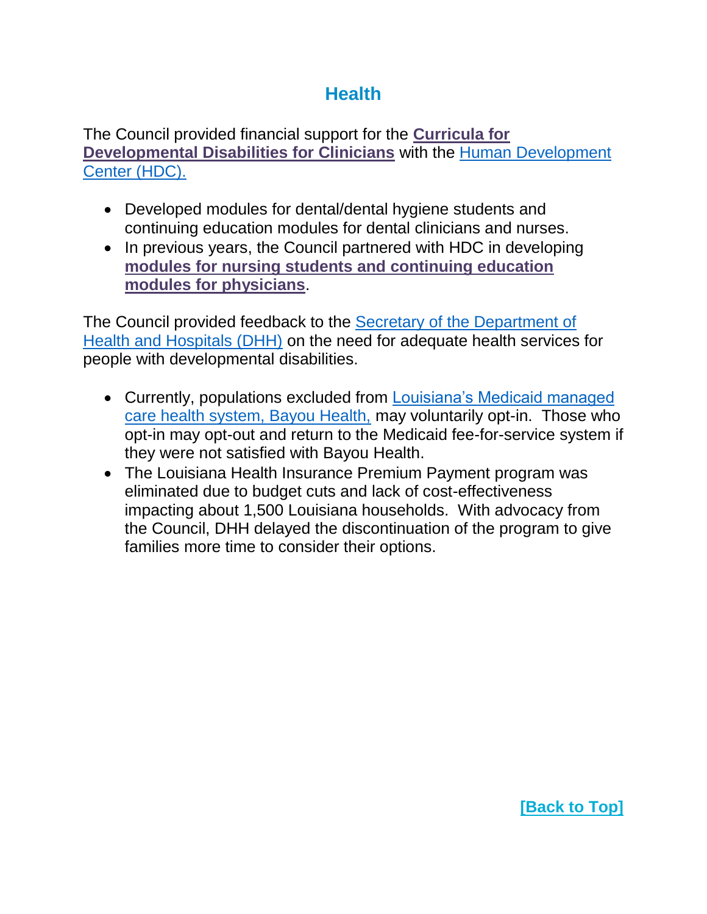## Health

The Council provided financial support for the **Curricula for Developmental Disabilities for Clinicians** with the Human Development Center (HDC).

- Developed modules for dental/dental hygiene students and continuing education modules for dental clinicians and nurses.
- In previous years, the Council partnered with HDC in developing **modules for nursing students and continuing education modules for physicians**.

The Council provided feedback to the Secretary of the Department of Health and Hospitals (DHH) on the need for adequate health services for people with developmental disabilities.

- Currently, populations excluded from Louisiana's Medicaid managed care health system, Bayou Health, may voluntarily opt-in. Those who opt-in may opt-out and return to the Medicaid fee-for-service system if they were not satisfied with Bayou Health.
- The Louisiana Health Insurance Premium Payment program was eliminated due to budget cuts and lack of cost-effectiveness impacting about 1,500 Louisiana households. With advocacy from the Council, DHH delayed the discontinuation of the program to give families more time to consider their options.

**[Back to Top]**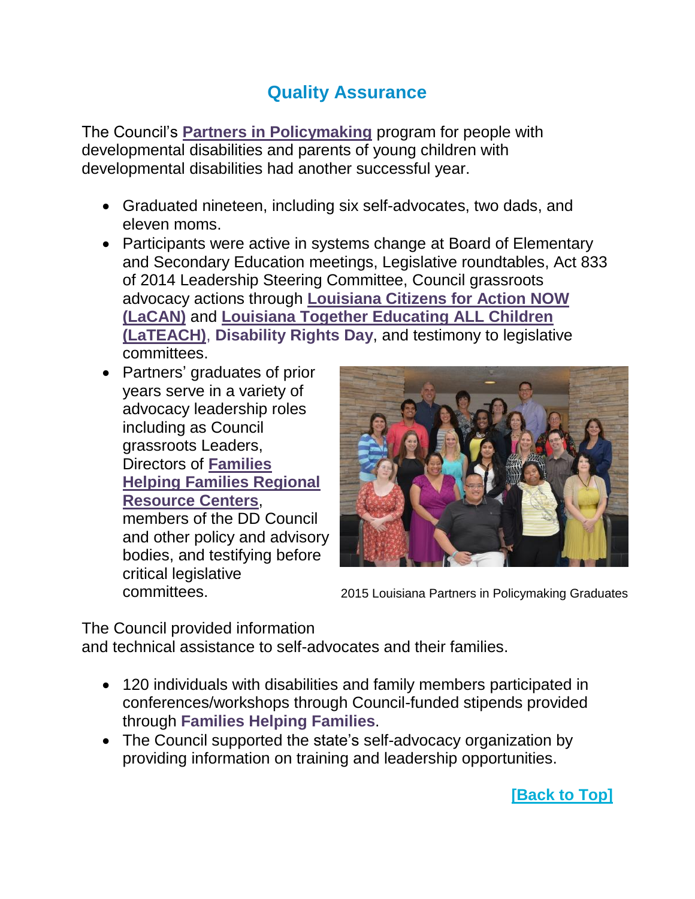## Quality Assurance

The Council's **Partners in Policymaking** program for people with developmental disabilities and parents of young children with developmental disabilities had another successful year.

- Graduated nineteen, including six self-advocates, two dads, and eleven moms.
- Participants were active in systems change at Board of Elementary and Secondary Education meetings, Legislative roundtables, Act 833 of 2014 Leadership Steering Committee, Council grassroots advocacy actions through **Louisiana Citizens for Action NOW (LaCAN)** and **Louisiana Together Educating ALL Children (LaTEACH)**, **Disability Rights Day**, and testimony to legislative committees.
- Partners' graduates of prior years serve in a variety of advocacy leadership roles including as Council grassroots Leaders, Directors of **Families Helping Families Regional Resource Centers**, members of the DD Council and other policy and advisory bodies, and testifying before critical legislative committees.

2015 Louisiana Partners in Policymaking Graduates

The Council provided information and technical assistance to self-advocates and their families.

- 120 individuals with disabilities and family members participated in conferences/workshops through Council-funded stipends provided through **Families Helping Families**.
- The Council supported the state's self-advocacy organization by providing information on training and leadership opportunities.

**[Back to Top]**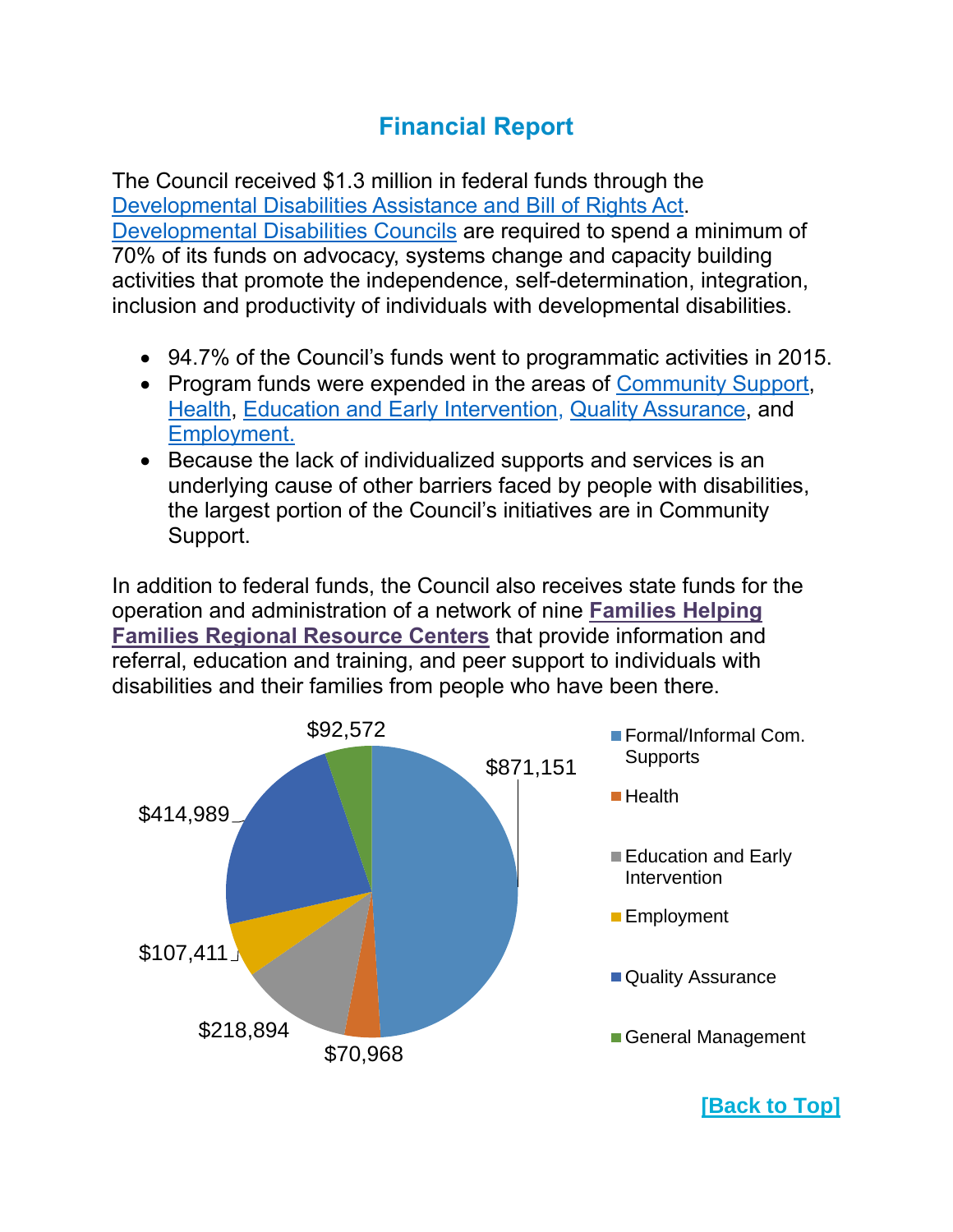## Financial Report

The Council received $1.3 million in federal funds through the Developmental Disabilities Assistance and Bill of Rights Act. Developmental Disabilities Councils are required to spend a minimum of 70% of its funds on advocacy, systems change and capacity building activities that promote the independence, self-determination, integration, inclusion and productivity of individuals with developmental disabilities.

- 94.7% of the Council's funds went to programmatic activities in 2015.
- Program funds were expended in the areas of Community Support, Health, Education and Early Intervention, Quality Assurance, and Employment.
- Because the lack of individualized supports and services is an underlying cause of other barriers faced by people with disabilities, the largest portion of the Council's initiatives are in Community Support.

In addition to federal funds, the Council also receives state funds for the operation and administration of a network of nine **Families Helping Families Regional Resource Centers** that provide information and referral, education and training, and peer support to individuals with disabilities and their families from people who have been there.

$92,572

$871,151

$414,989

$107,411

$218,894

$70,968

Formal/Informal Com. Supports

Health

Education and Early Intervention

Employment

Quality Assurance

General Management

**[Back to Top]**